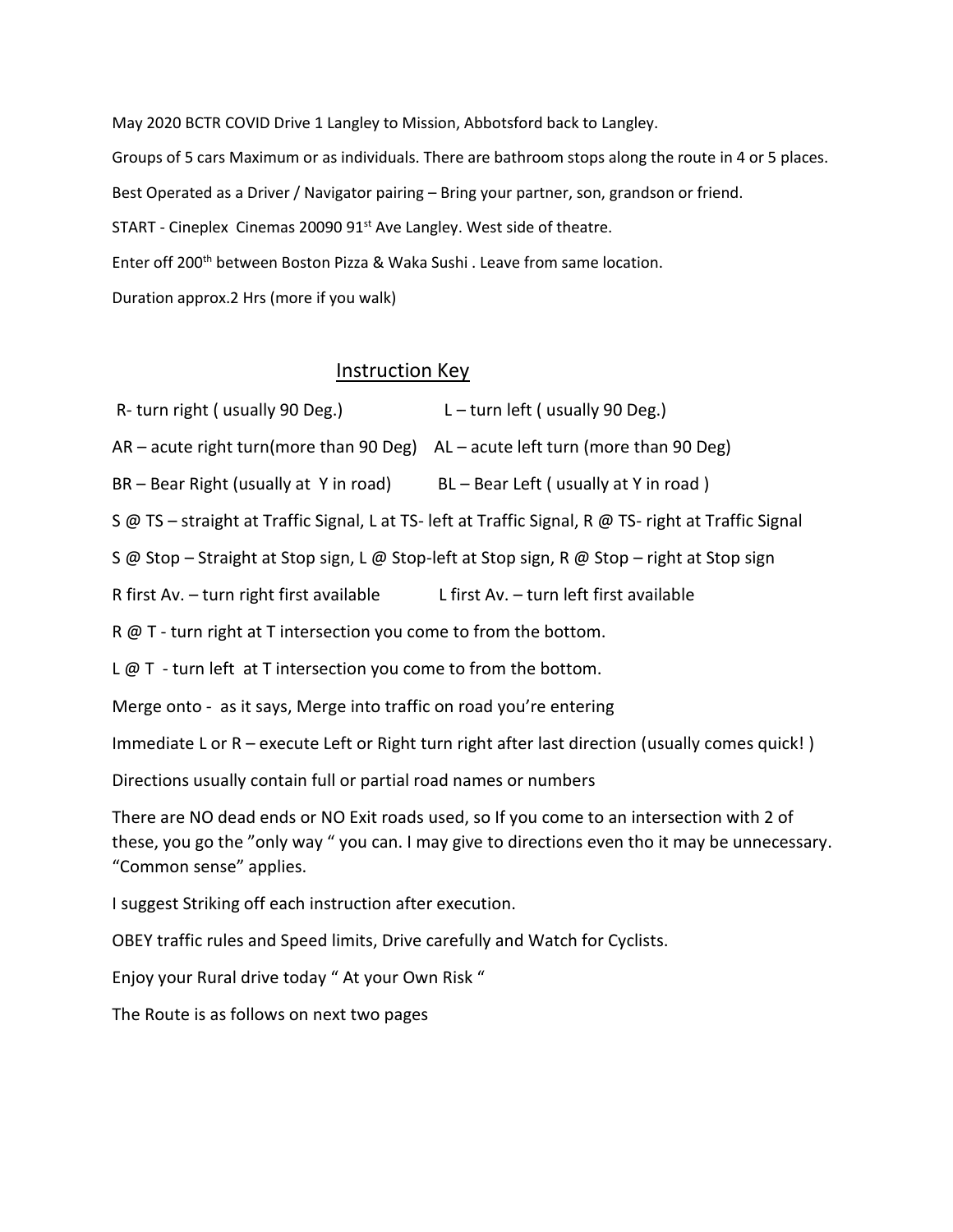May 2020 BCTR COVID Drive 1 Langley to Mission, Abbotsford back to Langley.

Groups of 5 cars Maximum or as individuals. There are bathroom stops along the route in 4 or 5 places.

Best Operated as a Driver / Navigator pairing – Bring your partner, son, grandson or friend.

START - Cineplex Cinemas 20090 91st Ave Langley. West side of theatre.

Enter off 200th between Boston Pizza & Waka Sushi . Leave from same location.

Duration approx.2 Hrs (more if you walk)

## Instruction Key

R- turn right ( usually 90 Deg.) L – turn left ( usually 90 Deg.)

AR – acute right turn(more than 90 Deg) AL – acute left turn (more than 90 Deg)

BR – Bear Right (usually at Y in road) BL – Bear Left ( usually at Y in road )

S @ TS – straight at Traffic Signal, L at TS- left at Traffic Signal, R @ TS- right at Traffic Signal

S @ Stop – Straight at Stop sign, L @ Stop-left at Stop sign, R @ Stop – right at Stop sign

R first Av. – turn right first available L first Av. – turn left first available

R @ T - turn right at T intersection you come to from the bottom.

L @ T - turn left at T intersection you come to from the bottom.

Merge onto - as it says, Merge into traffic on road you're entering

Immediate L or R – execute Left or Right turn right after last direction (usually comes quick! )

Directions usually contain full or partial road names or numbers

There are NO dead ends or NO Exit roads used, so If you come to an intersection with 2 of these, you go the "only way " you can. I may give to directions even tho it may be unnecessary. "Common sense" applies.

I suggest Striking off each instruction after execution.

OBEY traffic rules and Speed limits, Drive carefully and Watch for Cyclists.

Enjoy your Rural drive today " At your Own Risk "

The Route is as follows on next two pages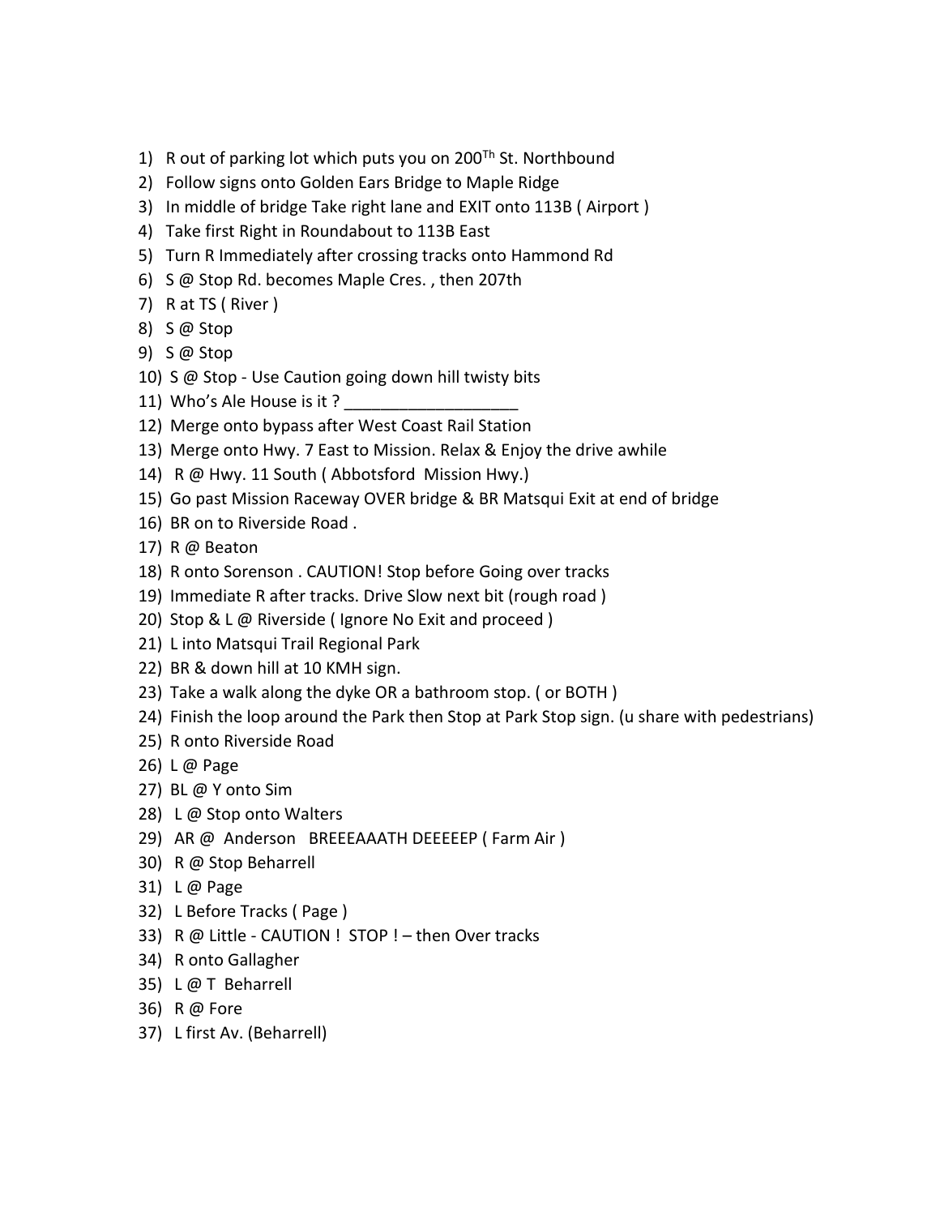1) R out of parking lot which puts you on 200[Th] St. Northbound
2) Follow signs onto Golden Ears Bridge to Maple Ridge
3) In middle of bridge Take right lane and EXIT onto 113B ( Airport )
4) Take first Right in Roundabout to 113B East
5) Turn R Immediately after crossing tracks onto Hammond Rd
6) S @ Stop Rd. becomes Maple Cres. , then 207th
7) R at TS ( River )
8) S @ Stop
9) S @ Stop
10) S @ Stop - Use Caution going down hill twisty bits
11) Who's Ale House is it ? ___________________
12) Merge onto bypass after West Coast Rail Station
13) Merge onto Hwy. 7 East to Mission. Relax & Enjoy the drive awhile
14) R @ Hwy. 11 South ( Abbotsford Mission Hwy.)
15) Go past Mission Raceway OVER bridge & BR Matsqui Exit at end of bridge
16) BR on to Riverside Road .
17) R @ Beaton
18) R onto Sorenson . CAUTION! Stop before Going over tracks
19) Immediate R after tracks. Drive Slow next bit (rough road )
20) Stop & L @ Riverside ( Ignore No Exit and proceed )
21) L into Matsqui Trail Regional Park
22) BR & down hill at 10 KMH sign.
23) Take a walk along the dyke OR a bathroom stop. ( or BOTH )
24) Finish the loop around the Park then Stop at Park Stop sign. (u share with pedestrians)
25) R onto Riverside Road
26) L @ Page
27) BL @ Y onto Sim
28) L @ Stop onto Walters
29) AR @ Anderson BREEEAAATH DEEEEEP ( Farm Air )
30) R @ Stop Beharrell
31) L @ Page
32) L Before Tracks ( Page )
33) R @ Little - CAUTION ! STOP ! – then Over tracks
34) R onto Gallagher
35) L @ T Beharrell
36) R @ Fore
37) L first Av. (Beharrell)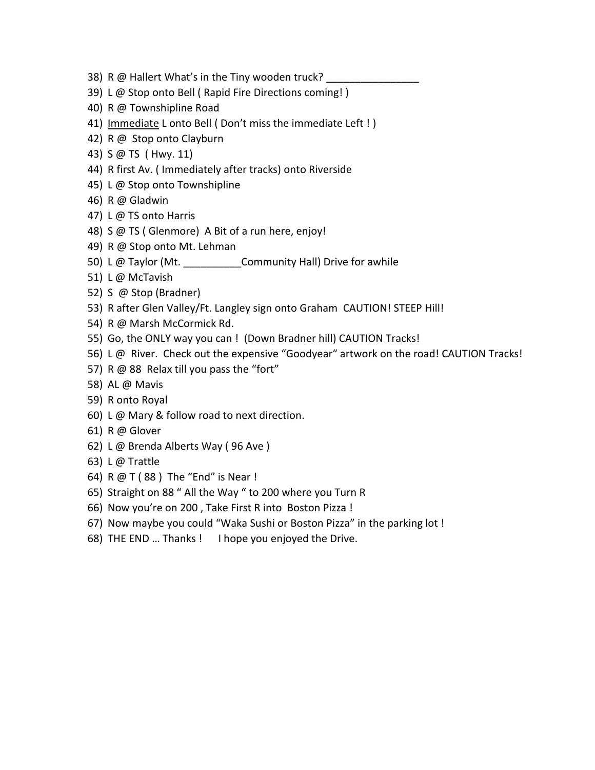38) R @ Hallert What's in the Tiny wooden truck? ________________
39) L @ Stop onto Bell ( Rapid Fire Directions coming! )
40) R @ Townshipline Road
41) Immediate L onto Bell ( Don't miss the immediate Left ! )
42) R @ Stop onto Clayburn
43) S @ TS ( Hwy. 11)
44) R first Av. ( Immediately after tracks) onto Riverside
45) L @ Stop onto Townshipline
46) R @ Gladwin
47) L @ TS onto Harris
48) S @ TS ( Glenmore) A Bit of a run here, enjoy!
49) R @ Stop onto Mt. Lehman
50) L @ Taylor (Mt. __________Community Hall) Drive for awhile
51) L @ McTavish
52) S @ Stop (Bradner)
53) R after Glen Valley/Ft. Langley sign onto Graham CAUTION! STEEP Hill!
54) R @ Marsh McCormick Rd.
55) Go, the ONLY way you can ! (Down Bradner hill) CAUTION Tracks!
56) L @ River. Check out the expensive "Goodyear" artwork on the road! CAUTION Tracks!
57) R @ 88 Relax till you pass the "fort"
58) AL @ Mavis
59) R onto Royal
60) L @ Mary & follow road to next direction.
61) R @ Glover
62) L @ Brenda Alberts Way ( 96 Ave )
63) L @ Trattle
64) R @ T ( 88 ) The "End" is Near !
65) Straight on 88 " All the Way " to 200 where you Turn R
66) Now you're on 200 , Take First R into Boston Pizza !
67) Now maybe you could "Waka Sushi or Boston Pizza" in the parking lot !
68) THE END … Thanks ! I hope you enjoyed the Drive.